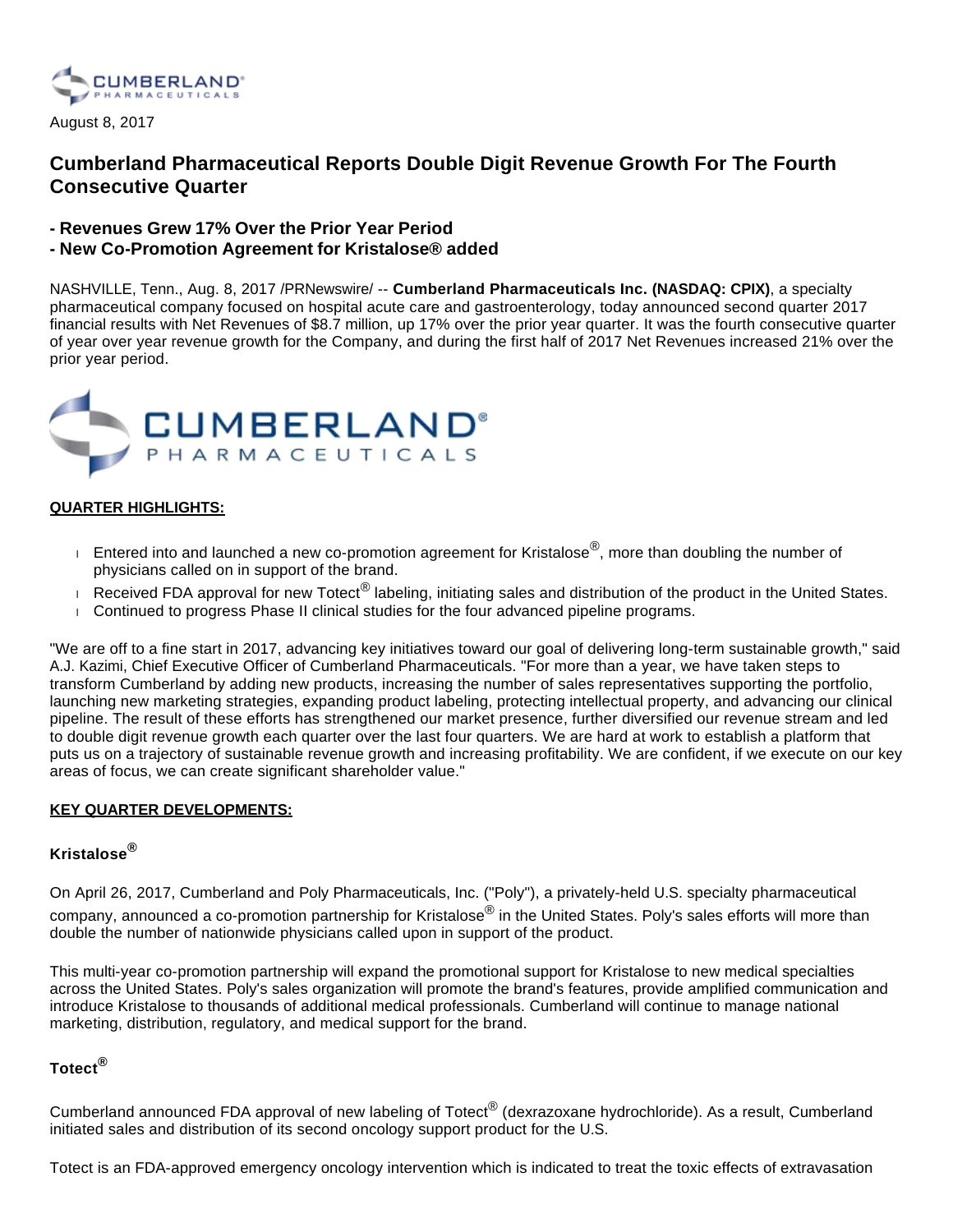August 8, 2017

# Cumberland Pharmaceutical Reports Double Digit Revenue Growth For The Fourth Consecutive Quarter

## - Revenues Grew 17% Over the Prior Year Period
## - New Co-Promotion Agreement for Kristalose® added

NASHVILLE, Tenn., Aug. 8, 2017 /PRNewswire/ -- **Cumberland Pharmaceuticals Inc. (NASDAQ: CPIX)**, a specialty pharmaceutical company focused on hospital acute care and gastroenterology, today announced second quarter 2017 financial results with Net Revenues of $8.7 million, up 17% over the prior year quarter. It was the fourth consecutive quarter of year over year revenue growth for the Company, and during the first half of 2017 Net Revenues increased 21% over the prior year period.

**QUARTER HIGHLIGHTS:**

- Entered into and launched a new co-promotion agreement for Kristalose®, more than doubling the number of physicians called on in support of the brand.
- Received FDA approval for new Totect® labeling, initiating sales and distribution of the product in the United States.
- Continued to progress Phase II clinical studies for the four advanced pipeline programs.

"We are off to a fine start in 2017, advancing key initiatives toward our goal of delivering long-term sustainable growth," said A.J. Kazimi, Chief Executive Officer of Cumberland Pharmaceuticals. "For more than a year, we have taken steps to transform Cumberland by adding new products, increasing the number of sales representatives supporting the portfolio, launching new marketing strategies, expanding product labeling, protecting intellectual property, and advancing our clinical pipeline. The result of these efforts has strengthened our market presence, further diversified our revenue stream and led to double digit revenue growth each quarter over the last four quarters. We are hard at work to establish a platform that puts us on a trajectory of sustainable revenue growth and increasing profitability. We are confident, if we execute on our key areas of focus, we can create significant shareholder value."

**KEY QUARTER DEVELOPMENTS:**

### Kristalose®

On April 26, 2017, Cumberland and Poly Pharmaceuticals, Inc. ("Poly"), a privately-held U.S. specialty pharmaceutical company, announced a co-promotion partnership for Kristalose® in the United States. Poly's sales efforts will more than double the number of nationwide physicians called upon in support of the product.

This multi-year co-promotion partnership will expand the promotional support for Kristalose to new medical specialties across the United States. Poly's sales organization will promote the brand's features, provide amplified communication and introduce Kristalose to thousands of additional medical professionals. Cumberland will continue to manage national marketing, distribution, regulatory, and medical support for the brand.

### Totect®

Cumberland announced FDA approval of new labeling of Totect® (dexrazoxane hydrochloride). As a result, Cumberland initiated sales and distribution of its second oncology support product for the U.S.

Totect is an FDA-approved emergency oncology intervention which is indicated to treat the toxic effects of extravasation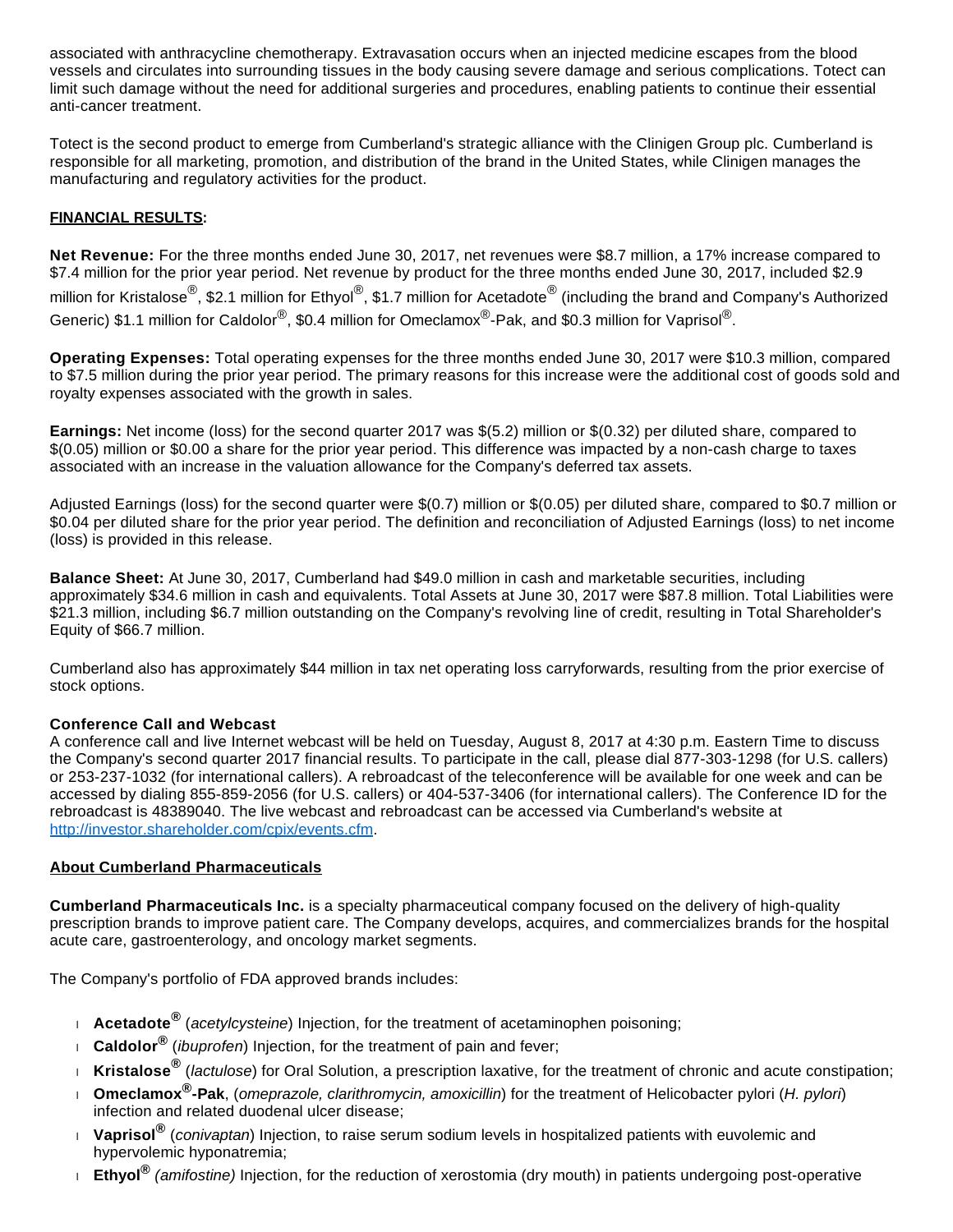associated with anthracycline chemotherapy. Extravasation occurs when an injected medicine escapes from the blood vessels and circulates into surrounding tissues in the body causing severe damage and serious complications. Totect can limit such damage without the need for additional surgeries and procedures, enabling patients to continue their essential anti-cancer treatment.

Totect is the second product to emerge from Cumberland's strategic alliance with the Clinigen Group plc. Cumberland is responsible for all marketing, promotion, and distribution of the brand in the United States, while Clinigen manages the manufacturing and regulatory activities for the product.

**FINANCIAL RESULTS:**

**Net Revenue:** For the three months ended June 30, 2017, net revenues were $8.7 million, a 17% increase compared to $7.4 million for the prior year period. Net revenue by product for the three months ended June 30, 2017, included $2.9 million for Kristalose®, $2.1 million for Ethyol®, $1.7 million for Acetadote® (including the brand and Company's Authorized Generic) $1.1 million for Caldolor®, $0.4 million for Omeclamox®-Pak, and $0.3 million for Vaprisol®.

**Operating Expenses:** Total operating expenses for the three months ended June 30, 2017 were $10.3 million, compared to $7.5 million during the prior year period. The primary reasons for this increase were the additional cost of goods sold and royalty expenses associated with the growth in sales.

**Earnings:** Net income (loss) for the second quarter 2017 was $(5.2) million or $(0.32) per diluted share, compared to $(0.05) million or $0.00 a share for the prior year period. This difference was impacted by a non-cash charge to taxes associated with an increase in the valuation allowance for the Company's deferred tax assets.

Adjusted Earnings (loss) for the second quarter were $(0.7) million or $(0.05) per diluted share, compared to $0.7 million or $0.04 per diluted share for the prior year period. The definition and reconciliation of Adjusted Earnings (loss) to net income (loss) is provided in this release.

**Balance Sheet:** At June 30, 2017, Cumberland had $49.0 million in cash and marketable securities, including approximately $34.6 million in cash and equivalents. Total Assets at June 30, 2017 were $87.8 million. Total Liabilities were $21.3 million, including $6.7 million outstanding on the Company's revolving line of credit, resulting in Total Shareholder's Equity of $66.7 million.

Cumberland also has approximately $44 million in tax net operating loss carryforwards, resulting from the prior exercise of stock options.

**Conference Call and Webcast**

A conference call and live Internet webcast will be held on Tuesday, August 8, 2017 at 4:30 p.m. Eastern Time to discuss the Company's second quarter 2017 financial results. To participate in the call, please dial 877-303-1298 (for U.S. callers) or 253-237-1032 (for international callers). A rebroadcast of the teleconference will be available for one week and can be accessed by dialing 855-859-2056 (for U.S. callers) or 404-537-3406 (for international callers). The Conference ID for the rebroadcast is 48389040. The live webcast and rebroadcast can be accessed via Cumberland's website at http://investor.shareholder.com/cpix/events.cfm.

**About Cumberland Pharmaceuticals**

**Cumberland Pharmaceuticals Inc.** is a specialty pharmaceutical company focused on the delivery of high-quality prescription brands to improve patient care. The Company develops, acquires, and commercializes brands for the hospital acute care, gastroenterology, and oncology market segments.

The Company's portfolio of FDA approved brands includes:

- **Acetadote®** (*acetylcysteine*) Injection, for the treatment of acetaminophen poisoning;
- **Caldolor®** (*ibuprofen*) Injection, for the treatment of pain and fever;
- **Kristalose®** (*lactulose*) for Oral Solution, a prescription laxative, for the treatment of chronic and acute constipation;
- **Omeclamox®-Pak**, (*omeprazole, clarithromycin, amoxicillin*) for the treatment of Helicobacter pylori (*H. pylori*) infection and related duodenal ulcer disease;
- **Vaprisol®** (*conivaptan*) Injection, to raise serum sodium levels in hospitalized patients with euvolemic and hypervolemic hyponatremia;
- **Ethyol®** *(amifostine)* Injection, for the reduction of xerostomia (dry mouth) in patients undergoing post-operative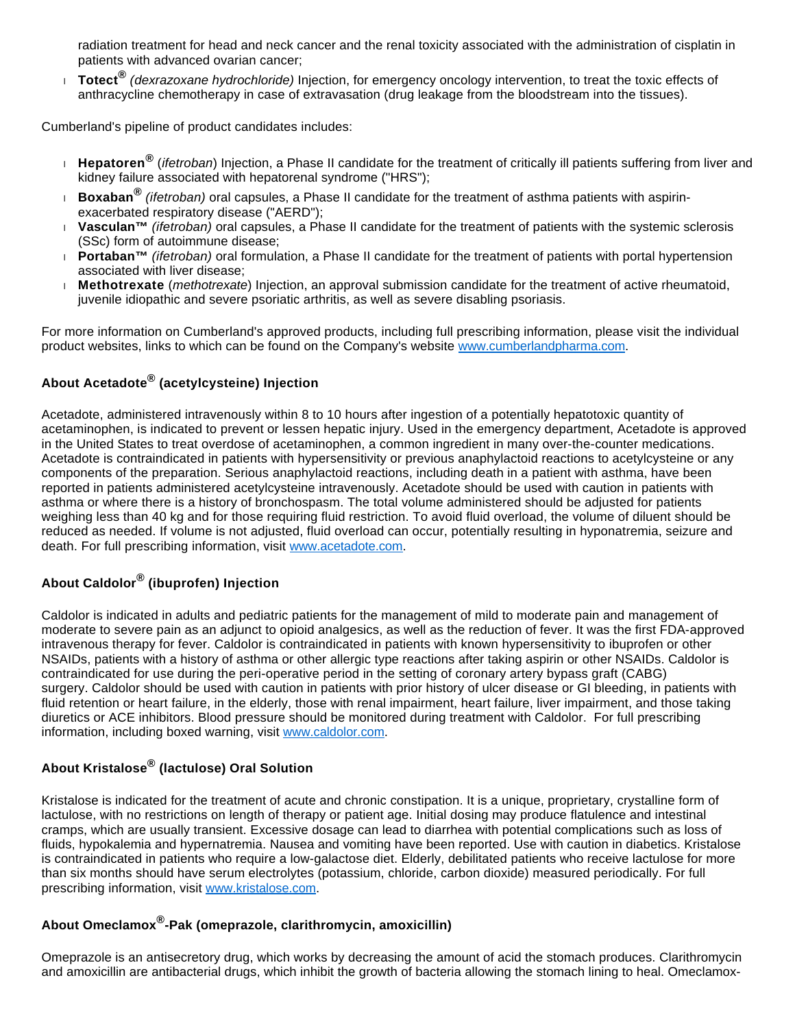radiation treatment for head and neck cancer and the renal toxicity associated with the administration of cisplatin in patients with advanced ovarian cancer;

- **Totect®** *(dexrazoxane hydrochloride)* Injection, for emergency oncology intervention, to treat the toxic effects of anthracycline chemotherapy in case of extravasation (drug leakage from the bloodstream into the tissues).

Cumberland's pipeline of product candidates includes:

- **Hepatoren®** (*ifetroban*) Injection, a Phase II candidate for the treatment of critically ill patients suffering from liver and kidney failure associated with hepatorenal syndrome ("HRS");
- **Boxaban®** *(ifetroban)* oral capsules, a Phase II candidate for the treatment of asthma patients with aspirin-exacerbated respiratory disease ("AERD");
- **Vasculan™** *(ifetroban)* oral capsules, a Phase II candidate for the treatment of patients with the systemic sclerosis (SSc) form of autoimmune disease;
- **Portaban™** *(ifetroban)* oral formulation, a Phase II candidate for the treatment of patients with portal hypertension associated with liver disease;
- **Methotrexate** (*methotrexate*) Injection, an approval submission candidate for the treatment of active rheumatoid, juvenile idiopathic and severe psoriatic arthritis, as well as severe disabling psoriasis.

For more information on Cumberland's approved products, including full prescribing information, please visit the individual product websites, links to which can be found on the Company's website www.cumberlandpharma.com.

### About Acetadote® (acetylcysteine) Injection

Acetadote, administered intravenously within 8 to 10 hours after ingestion of a potentially hepatotoxic quantity of acetaminophen, is indicated to prevent or lessen hepatic injury. Used in the emergency department, Acetadote is approved in the United States to treat overdose of acetaminophen, a common ingredient in many over-the-counter medications. Acetadote is contraindicated in patients with hypersensitivity or previous anaphylactoid reactions to acetylcysteine or any components of the preparation. Serious anaphylactoid reactions, including death in a patient with asthma, have been reported in patients administered acetylcysteine intravenously. Acetadote should be used with caution in patients with asthma or where there is a history of bronchospasm. The total volume administered should be adjusted for patients weighing less than 40 kg and for those requiring fluid restriction. To avoid fluid overload, the volume of diluent should be reduced as needed. If volume is not adjusted, fluid overload can occur, potentially resulting in hyponatremia, seizure and death. For full prescribing information, visit www.acetadote.com.

### About Caldolor® (ibuprofen) Injection

Caldolor is indicated in adults and pediatric patients for the management of mild to moderate pain and management of moderate to severe pain as an adjunct to opioid analgesics, as well as the reduction of fever. It was the first FDA-approved intravenous therapy for fever. Caldolor is contraindicated in patients with known hypersensitivity to ibuprofen or other NSAIDs, patients with a history of asthma or other allergic type reactions after taking aspirin or other NSAIDs. Caldolor is contraindicated for use during the peri-operative period in the setting of coronary artery bypass graft (CABG) surgery. Caldolor should be used with caution in patients with prior history of ulcer disease or GI bleeding, in patients with fluid retention or heart failure, in the elderly, those with renal impairment, heart failure, liver impairment, and those taking diuretics or ACE inhibitors. Blood pressure should be monitored during treatment with Caldolor. For full prescribing information, including boxed warning, visit www.caldolor.com.

### About Kristalose® (lactulose) Oral Solution

Kristalose is indicated for the treatment of acute and chronic constipation. It is a unique, proprietary, crystalline form of lactulose, with no restrictions on length of therapy or patient age. Initial dosing may produce flatulence and intestinal cramps, which are usually transient. Excessive dosage can lead to diarrhea with potential complications such as loss of fluids, hypokalemia and hypernatremia. Nausea and vomiting have been reported. Use with caution in diabetics. Kristalose is contraindicated in patients who require a low-galactose diet. Elderly, debilitated patients who receive lactulose for more than six months should have serum electrolytes (potassium, chloride, carbon dioxide) measured periodically. For full prescribing information, visit www.kristalose.com.

### About Omeclamox®-Pak (omeprazole, clarithromycin, amoxicillin)

Omeprazole is an antisecretory drug, which works by decreasing the amount of acid the stomach produces. Clarithromycin and amoxicillin are antibacterial drugs, which inhibit the growth of bacteria allowing the stomach lining to heal. Omeclamox-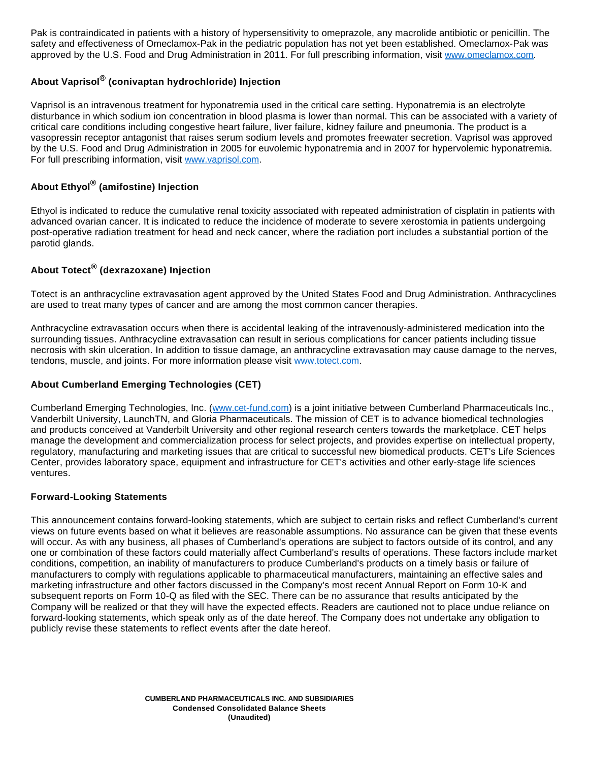Pak is contraindicated in patients with a history of hypersensitivity to omeprazole, any macrolide antibiotic or penicillin. The safety and effectiveness of Omeclamox-Pak in the pediatric population has not yet been established. Omeclamox-Pak was approved by the U.S. Food and Drug Administration in 2011. For full prescribing information, visit [www.omeclamox.com](www.omeclamox.com).

### About Vaprisol® (conivaptan hydrochloride) Injection

Vaprisol is an intravenous treatment for hyponatremia used in the critical care setting. Hyponatremia is an electrolyte disturbance in which sodium ion concentration in blood plasma is lower than normal. This can be associated with a variety of critical care conditions including congestive heart failure, liver failure, kidney failure and pneumonia. The product is a vasopressin receptor antagonist that raises serum sodium levels and promotes freewater secretion. Vaprisol was approved by the U.S. Food and Drug Administration in 2005 for euvolemic hyponatremia and in 2007 for hypervolemic hyponatremia. For full prescribing information, visit [www.vaprisol.com](www.vaprisol.com).

### About Ethyol® (amifostine) Injection

Ethyol is indicated to reduce the cumulative renal toxicity associated with repeated administration of cisplatin in patients with advanced ovarian cancer. It is indicated to reduce the incidence of moderate to severe xerostomia in patients undergoing post-operative radiation treatment for head and neck cancer, where the radiation port includes a substantial portion of the parotid glands.

### About Totect® (dexrazoxane) Injection

Totect is an anthracycline extravasation agent approved by the United States Food and Drug Administration. Anthracyclines are used to treat many types of cancer and are among the most common cancer therapies.

Anthracycline extravasation occurs when there is accidental leaking of the intravenously-administered medication into the surrounding tissues. Anthracycline extravasation can result in serious complications for cancer patients including tissue necrosis with skin ulceration. In addition to tissue damage, an anthracycline extravasation may cause damage to the nerves, tendons, muscle, and joints. For more information please visit [www.totect.com](www.totect.com).

### About Cumberland Emerging Technologies (CET)

Cumberland Emerging Technologies, Inc. ([www.cet-fund.com](www.cet-fund.com)) is a joint initiative between Cumberland Pharmaceuticals Inc., Vanderbilt University, LaunchTN, and Gloria Pharmaceuticals. The mission of CET is to advance biomedical technologies and products conceived at Vanderbilt University and other regional research centers towards the marketplace. CET helps manage the development and commercialization process for select projects, and provides expertise on intellectual property, regulatory, manufacturing and marketing issues that are critical to successful new biomedical products. CET's Life Sciences Center, provides laboratory space, equipment and infrastructure for CET's activities and other early-stage life sciences ventures.

### Forward-Looking Statements

This announcement contains forward-looking statements, which are subject to certain risks and reflect Cumberland's current views on future events based on what it believes are reasonable assumptions. No assurance can be given that these events will occur. As with any business, all phases of Cumberland's operations are subject to factors outside of its control, and any one or combination of these factors could materially affect Cumberland's results of operations. These factors include market conditions, competition, an inability of manufacturers to produce Cumberland's products on a timely basis or failure of manufacturers to comply with regulations applicable to pharmaceutical manufacturers, maintaining an effective sales and marketing infrastructure and other factors discussed in the Company's most recent Annual Report on Form 10-K and subsequent reports on Form 10-Q as filed with the SEC. There can be no assurance that results anticipated by the Company will be realized or that they will have the expected effects. Readers are cautioned not to place undue reliance on forward-looking statements, which speak only as of the date hereof. The Company does not undertake any obligation to publicly revise these statements to reflect events after the date hereof.

**CUMBERLAND PHARMACEUTICALS INC. AND SUBSIDIARIES**
**Condensed Consolidated Balance Sheets**
**(Unaudited)**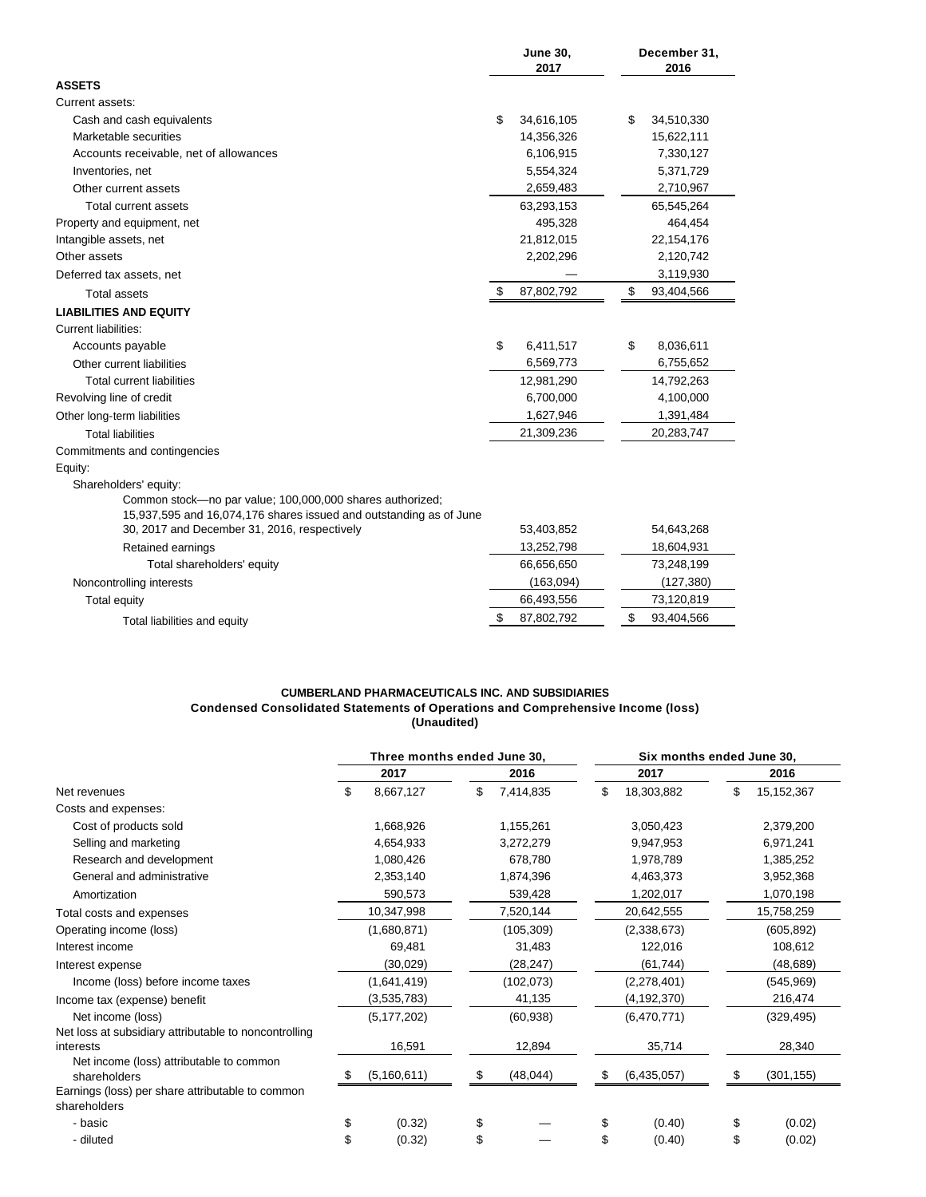| | June 30, 2017 | December 31, 2016 |
|---|---|---|
| **ASSETS** | | |
| Current assets: | | |
| Cash and cash equivalents | $ 34,616,105 | $ 34,510,330 |
| Marketable securities | 14,356,326 | 15,622,111 |
| Accounts receivable, net of allowances | 6,106,915 | 7,330,127 |
| Inventories, net | 5,554,324 | 5,371,729 |
| Other current assets | 2,659,483 | 2,710,967 |
| Total current assets | 63,293,153 | 65,545,264 |
| Property and equipment, net | 495,328 | 464,454 |
| Intangible assets, net | 21,812,015 | 22,154,176 |
| Other assets | 2,202,296 | 2,120,742 |
| Deferred tax assets, net | — | 3,119,930 |
| Total assets | $ 87,802,792 | $ 93,404,566 |
| **LIABILITIES AND EQUITY** | | |
| Current liabilities: | | |
| Accounts payable | $ 6,411,517 | $ 8,036,611 |
| Other current liabilities | 6,569,773 | 6,755,652 |
| Total current liabilities | 12,981,290 | 14,792,263 |
| Revolving line of credit | 6,700,000 | 4,100,000 |
| Other long-term liabilities | 1,627,946 | 1,391,484 |
| Total liabilities | 21,309,236 | 20,283,747 |
| Commitments and contingencies | | |
| Equity: | | |
| Shareholders' equity: | | |
| Common stock—no par value; 100,000,000 shares authorized; 15,937,595 and 16,074,176 shares issued and outstanding as of June 30, 2017 and December 31, 2016, respectively | 53,403,852 | 54,643,268 |
| Retained earnings | 13,252,798 | 18,604,931 |
| Total shareholders' equity | 66,656,650 | 73,248,199 |
| Noncontrolling interests | (163,094) | (127,380) |
| Total equity | 66,493,556 | 73,120,819 |
| Total liabilities and equity | $ 87,802,792 | $ 93,404,566 |

**CUMBERLAND PHARMACEUTICALS INC. AND SUBSIDIARIES**
**Condensed Consolidated Statements of Operations and Comprehensive Income (loss)**
**(Unaudited)**

| | Three months ended June 30, | | Six months ended June 30, | |
|---|---|---|---|---|
| | 2017 | 2016 | 2017 | 2016 |
| Net revenues | $ 8,667,127 | $ 7,414,835 | $ 18,303,882 | $ 15,152,367 |
| Costs and expenses: | | | | |
| Cost of products sold | 1,668,926 | 1,155,261 | 3,050,423 | 2,379,200 |
| Selling and marketing | 4,654,933 | 3,272,279 | 9,947,953 | 6,971,241 |
| Research and development | 1,080,426 | 678,780 | 1,978,789 | 1,385,252 |
| General and administrative | 2,353,140 | 1,874,396 | 4,463,373 | 3,952,368 |
| Amortization | 590,573 | 539,428 | 1,202,017 | 1,070,198 |
| Total costs and expenses | 10,347,998 | 7,520,144 | 20,642,555 | 15,758,259 |
| Operating income (loss) | (1,680,871) | (105,309) | (2,338,673) | (605,892) |
| Interest income | 69,481 | 31,483 | 122,016 | 108,612 |
| Interest expense | (30,029) | (28,247) | (61,744) | (48,689) |
| Income (loss) before income taxes | (1,641,419) | (102,073) | (2,278,401) | (545,969) |
| Income tax (expense) benefit | (3,535,783) | 41,135 | (4,192,370) | 216,474 |
| Net income (loss) | (5,177,202) | (60,938) | (6,470,771) | (329,495) |
| Net loss at subsidiary attributable to noncontrolling interests | 16,591 | 12,894 | 35,714 | 28,340 |
| Net income (loss) attributable to common shareholders | $ (5,160,611) | $ (48,044) | $ (6,435,057) | $ (301,155) |
| Earnings (loss) per share attributable to common shareholders | | | | |
| - basic | $ (0.32) | $ — | $ (0.40) | $ (0.02) |
| - diluted | $ (0.32) | $ — | $ (0.40) | $ (0.02) |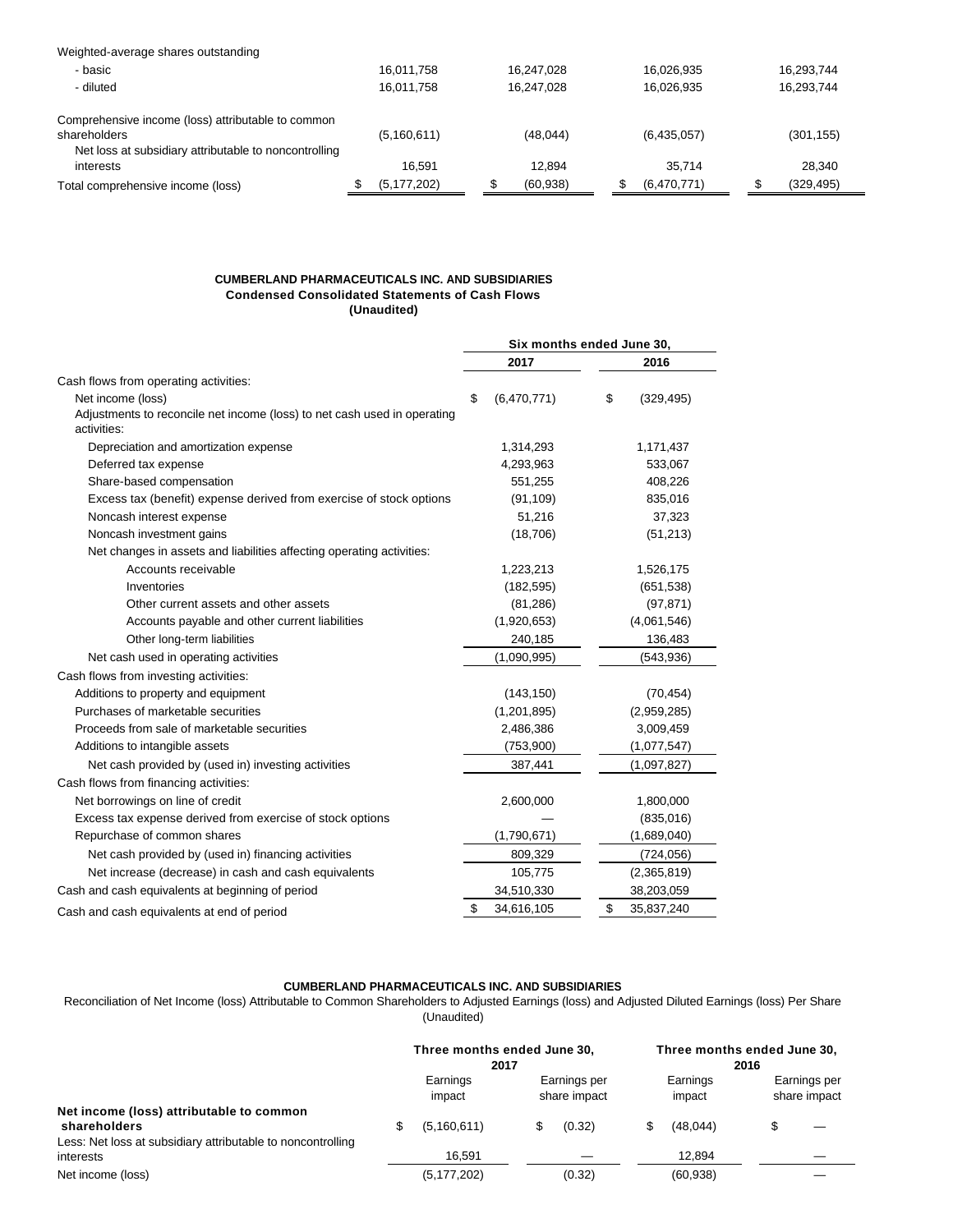| | | | | |
|---|---|---|---|---|
| Weighted-average shares outstanding | | | | |
| - basic | 16,011,758 | 16,247,028 | 16,026,935 | 16,293,744 |
| - diluted | 16,011,758 | 16,247,028 | 16,026,935 | 16,293,744 |
| Comprehensive income (loss) attributable to common shareholders | (5,160,611) | (48,044) | (6,435,057) | (301,155) |
| Net loss at subsidiary attributable to noncontrolling interests | 16,591 | 12,894 | 35,714 | 28,340 |
| Total comprehensive income (loss) | $ (5,177,202) | $ (60,938) | $ (6,470,771) | $ (329,495) |

**CUMBERLAND PHARMACEUTICALS INC. AND SUBSIDIARIES**
**Condensed Consolidated Statements of Cash Flows**
**(Unaudited)**

| | Six months ended June 30, | |
|---|---|---|
| | **2017** | **2016** |
| Cash flows from operating activities: | | |
| Net income (loss) | $ (6,470,771) | $ (329,495) |
| Adjustments to reconcile net income (loss) to net cash used in operating activities: | | |
| Depreciation and amortization expense | 1,314,293 | 1,171,437 |
| Deferred tax expense | 4,293,963 | 533,067 |
| Share-based compensation | 551,255 | 408,226 |
| Excess tax (benefit) expense derived from exercise of stock options | (91,109) | 835,016 |
| Noncash interest expense | 51,216 | 37,323 |
| Noncash investment gains | (18,706) | (51,213) |
| Net changes in assets and liabilities affecting operating activities: | | |
| Accounts receivable | 1,223,213 | 1,526,175 |
| Inventories | (182,595) | (651,538) |
| Other current assets and other assets | (81,286) | (97,871) |
| Accounts payable and other current liabilities | (1,920,653) | (4,061,546) |
| Other long-term liabilities | 240,185 | 136,483 |
| Net cash used in operating activities | (1,090,995) | (543,936) |
| Cash flows from investing activities: | | |
| Additions to property and equipment | (143,150) | (70,454) |
| Purchases of marketable securities | (1,201,895) | (2,959,285) |
| Proceeds from sale of marketable securities | 2,486,386 | 3,009,459 |
| Additions to intangible assets | (753,900) | (1,077,547) |
| Net cash provided by (used in) investing activities | 387,441 | (1,097,827) |
| Cash flows from financing activities: | | |
| Net borrowings on line of credit | 2,600,000 | 1,800,000 |
| Excess tax expense derived from exercise of stock options | — | (835,016) |
| Repurchase of common shares | (1,790,671) | (1,689,040) |
| Net cash provided by (used in) financing activities | 809,329 | (724,056) |
| Net increase (decrease) in cash and cash equivalents | 105,775 | (2,365,819) |
| Cash and cash equivalents at beginning of period | 34,510,330 | 38,203,059 |
| Cash and cash equivalents at end of period | $ 34,616,105 | $ 35,837,240 |

**CUMBERLAND PHARMACEUTICALS INC. AND SUBSIDIARIES**
Reconciliation of Net Income (loss) Attributable to Common Shareholders to Adjusted Earnings (loss) and Adjusted Diluted Earnings (loss) Per Share
(Unaudited)

| | Three months ended June 30, 2017 | | Three months ended June 30, 2016 | |
|---|---|---|---|---|
| | Earnings impact | Earnings per share impact | Earnings impact | Earnings per share impact |
| **Net income (loss) attributable to common shareholders** | $ (5,160,611) | $ (0.32) | $ (48,044) | $ — |
| Less: Net loss at subsidiary attributable to noncontrolling interests | 16,591 | — | 12,894 | — |
| Net income (loss) | (5,177,202) | (0.32) | (60,938) | — |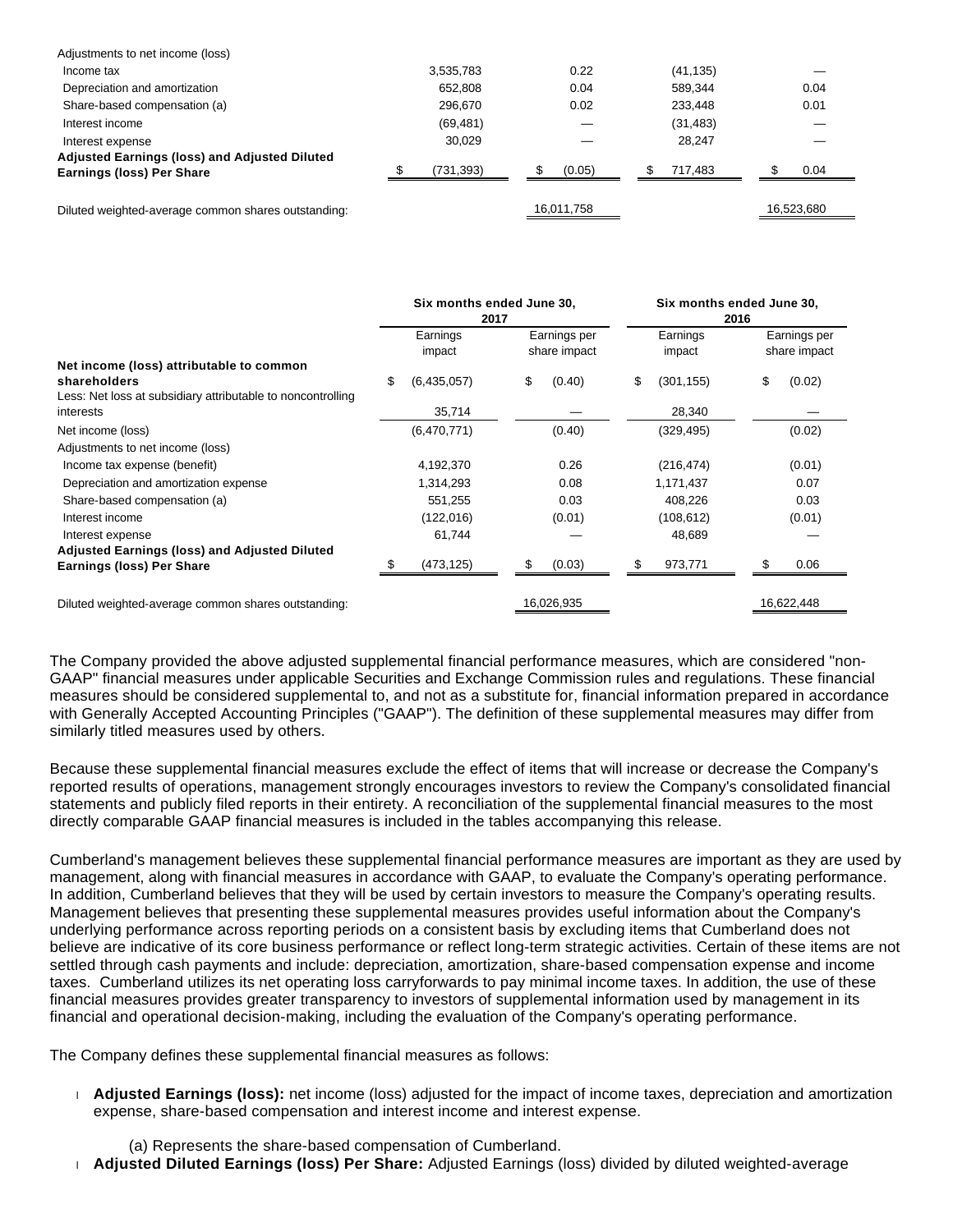| | | | | |
|---|---|---|---|---|
| Adjustments to net income (loss) | | | | |
| Income tax | 3,535,783 | 0.22 | (41,135) | — |
| Depreciation and amortization | 652,808 | 0.04 | 589,344 | 0.04 |
| Share-based compensation (a) | 296,670 | 0.02 | 233,448 | 0.01 |
| Interest income | (69,481) | — | (31,483) | — |
| Interest expense | 30,029 | — | 28,247 | — |
| **Adjusted Earnings (loss) and Adjusted Diluted Earnings (loss) Per Share** | $ (731,393) | $ (0.05) | $ 717,483 | $ 0.04 |
| Diluted weighted-average common shares outstanding: | | 16,011,758 | | 16,523,680 |

| | Six months ended June 30, 2017 | | Six months ended June 30, 2016 | |
|---|---|---|---|---|
| | Earnings impact | Earnings per share impact | Earnings impact | Earnings per share impact |
| **Net income (loss) attributable to common shareholders** | $ (6,435,057) | $ (0.40) | $ (301,155) | $ (0.02) |
| Less: Net loss at subsidiary attributable to noncontrolling interests | 35,714 | — | 28,340 | — |
| Net income (loss) | (6,470,771) | (0.40) | (329,495) | (0.02) |
| Adjustments to net income (loss) | | | | |
| Income tax expense (benefit) | 4,192,370 | 0.26 | (216,474) | (0.01) |
| Depreciation and amortization expense | 1,314,293 | 0.08 | 1,171,437 | 0.07 |
| Share-based compensation (a) | 551,255 | 0.03 | 408,226 | 0.03 |
| Interest income | (122,016) | (0.01) | (108,612) | (0.01) |
| Interest expense | 61,744 | — | 48,689 | — |
| **Adjusted Earnings (loss) and Adjusted Diluted Earnings (loss) Per Share** | $ (473,125) | $ (0.03) | $ 973,771 | $ 0.06 |
| Diluted weighted-average common shares outstanding: | | 16,026,935 | | 16,622,448 |

The Company provided the above adjusted supplemental financial performance measures, which are considered "non-GAAP" financial measures under applicable Securities and Exchange Commission rules and regulations. These financial measures should be considered supplemental to, and not as a substitute for, financial information prepared in accordance with Generally Accepted Accounting Principles ("GAAP"). The definition of these supplemental measures may differ from similarly titled measures used by others.

Because these supplemental financial measures exclude the effect of items that will increase or decrease the Company's reported results of operations, management strongly encourages investors to review the Company's consolidated financial statements and publicly filed reports in their entirety. A reconciliation of the supplemental financial measures to the most directly comparable GAAP financial measures is included in the tables accompanying this release.

Cumberland's management believes these supplemental financial performance measures are important as they are used by management, along with financial measures in accordance with GAAP, to evaluate the Company's operating performance. In addition, Cumberland believes that they will be used by certain investors to measure the Company's operating results. Management believes that presenting these supplemental measures provides useful information about the Company's underlying performance across reporting periods on a consistent basis by excluding items that Cumberland does not believe are indicative of its core business performance or reflect long-term strategic activities. Certain of these items are not settled through cash payments and include: depreciation, amortization, share-based compensation expense and income taxes. Cumberland utilizes its net operating loss carryforwards to pay minimal income taxes. In addition, the use of these financial measures provides greater transparency to investors of supplemental information used by management in its financial and operational decision-making, including the evaluation of the Company's operating performance.

The Company defines these supplemental financial measures as follows:

- **Adjusted Earnings (loss):** net income (loss) adjusted for the impact of income taxes, depreciation and amortization expense, share-based compensation and interest income and interest expense.

  (a) Represents the share-based compensation of Cumberland.
- **Adjusted Diluted Earnings (loss) Per Share:** Adjusted Earnings (loss) divided by diluted weighted-average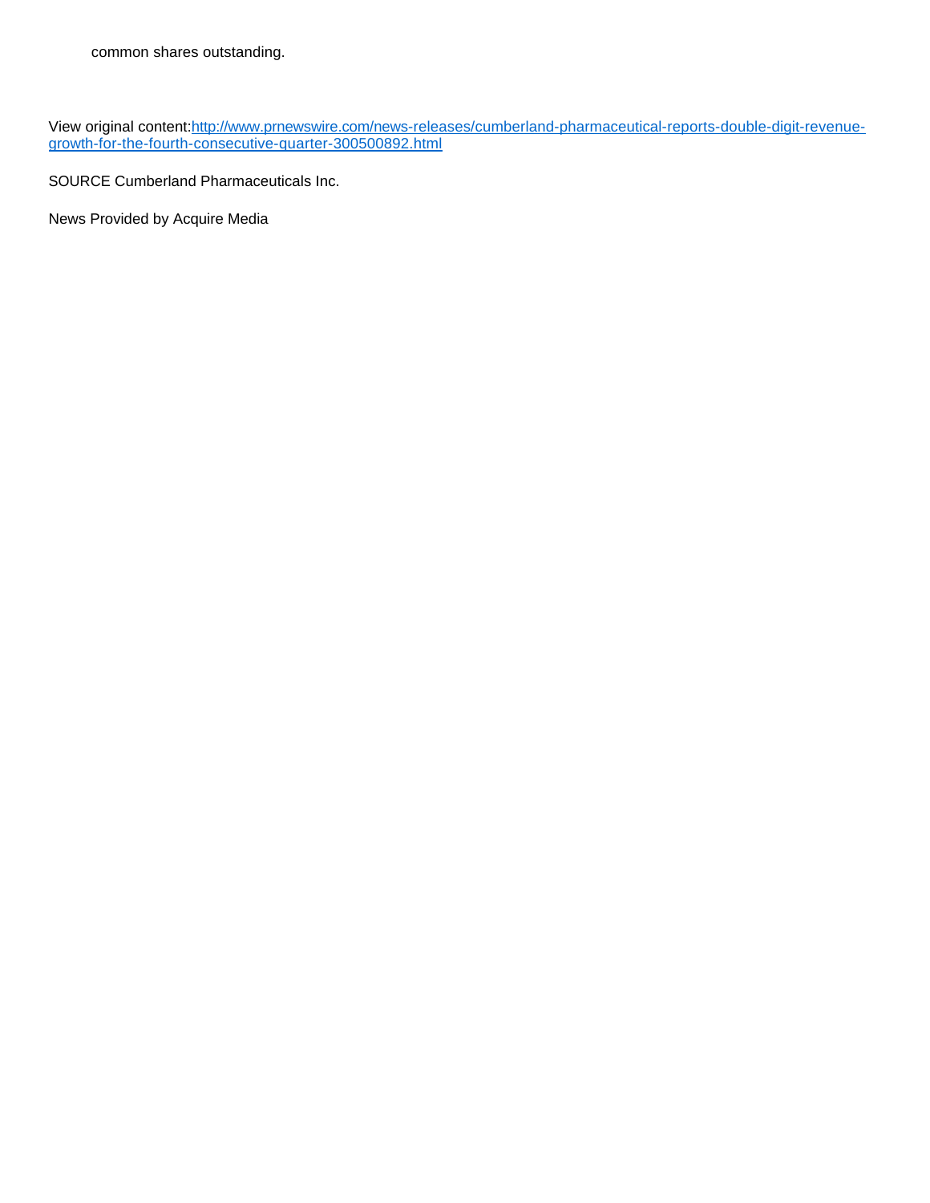common shares outstanding.

View original content:[http://www.prnewswire.com/news-releases/cumberland-pharmaceutical-reports-double-digit-revenue-growth-for-the-fourth-consecutive-quarter-300500892.html](http://www.prnewswire.com/news-releases/cumberland-pharmaceutical-reports-double-digit-revenue-growth-for-the-fourth-consecutive-quarter-300500892.html)

SOURCE Cumberland Pharmaceuticals Inc.

News Provided by Acquire Media